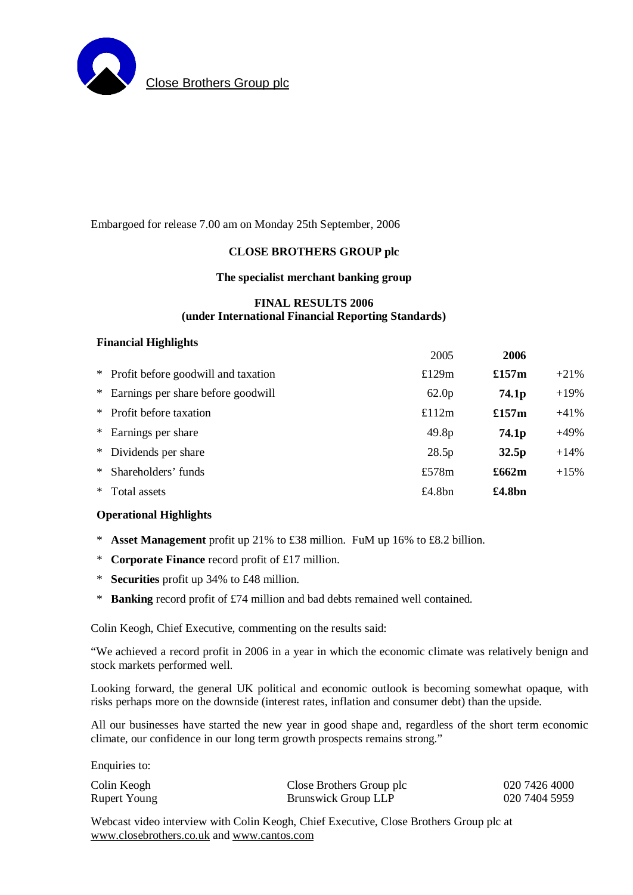Close Brothers Group plc

Embargoed for release 7.00 am on Monday 25th September, 2006

# CLOSE BROTHERS GROUP plc

**The specialist merchant banking group**

**FINAL RESULTS 2006**
**(under International Financial Reporting Standards)**

### Financial Highlights

| | 2005 | **2006** | |
|---|---|---|---|
| * Profit before goodwill and taxation | £129m | **£157m** | +21% |
| * Earnings per share before goodwill | 62.0p | **74.1p** | +19% |
| * Profit before taxation | £112m | **£157m** | +41% |
| * Earnings per share | 49.8p | **74.1p** | +49% |
| * Dividends per share | 28.5p | **32.5p** | +14% |
| * Shareholders' funds | £578m | **£662m** | +15% |
| * Total assets | £4.8bn | **£4.8bn** | |

### Operational Highlights

* **Asset Management** profit up 21% to £38 million. FuM up 16% to £8.2 billion.
* **Corporate Finance** record profit of £17 million.
* **Securities** profit up 34% to £48 million.
* **Banking** record profit of £74 million and bad debts remained well contained.

Colin Keogh, Chief Executive, commenting on the results said:

"We achieved a record profit in 2006 in a year in which the economic climate was relatively benign and stock markets performed well.

Looking forward, the general UK political and economic outlook is becoming somewhat opaque, with risks perhaps more on the downside (interest rates, inflation and consumer debt) than the upside.

All our businesses have started the new year in good shape and, regardless of the short term economic climate, our confidence in our long term growth prospects remains strong."

Enquiries to:

| | | |
|---|---|---|
| Colin Keogh | Close Brothers Group plc | 020 7426 4000 |
| Rupert Young | Brunswick Group LLP | 020 7404 5959 |

Webcast video interview with Colin Keogh, Chief Executive, Close Brothers Group plc at www.closebrothers.co.uk and www.cantos.com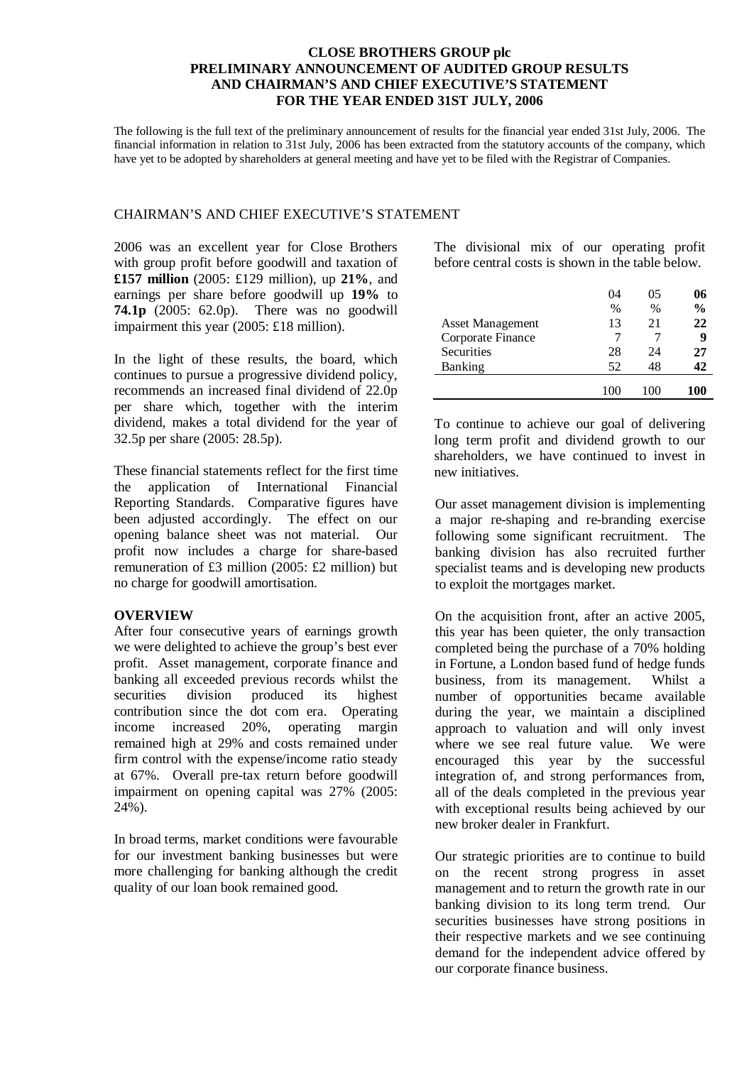**CLOSE BROTHERS GROUP plc**
**PRELIMINARY ANNOUNCEMENT OF AUDITED GROUP RESULTS AND CHAIRMAN'S AND CHIEF EXECUTIVE'S STATEMENT FOR THE YEAR ENDED 31ST JULY, 2006**

The following is the full text of the preliminary announcement of results for the financial year ended 31st July, 2006. The financial information in relation to 31st July, 2006 has been extracted from the statutory accounts of the company, which have yet to be adopted by shareholders at general meeting and have yet to be filed with the Registrar of Companies.

## CHAIRMAN'S AND CHIEF EXECUTIVE'S STATEMENT

2006 was an excellent year for Close Brothers with group profit before goodwill and taxation of **£157 million** (2005: £129 million), up **21%**, and earnings per share before goodwill up **19%** to **74.1p** (2005: 62.0p). There was no goodwill impairment this year (2005: £18 million).

In the light of these results, the board, which continues to pursue a progressive dividend policy, recommends an increased final dividend of 22.0p per share which, together with the interim dividend, makes a total dividend for the year of 32.5p per share (2005: 28.5p).

These financial statements reflect for the first time the application of International Financial Reporting Standards. Comparative figures have been adjusted accordingly. The effect on our opening balance sheet was not material. Our profit now includes a charge for share-based remuneration of £3 million (2005: £2 million) but no charge for goodwill amortisation.

**OVERVIEW**

After four consecutive years of earnings growth we were delighted to achieve the group's best ever profit. Asset management, corporate finance and banking all exceeded previous records whilst the securities division produced its highest contribution since the dot com era. Operating income increased 20%, operating margin remained high at 29% and costs remained under firm control with the expense/income ratio steady at 67%. Overall pre-tax return before goodwill impairment on opening capital was 27% (2005: 24%).

In broad terms, market conditions were favourable for our investment banking businesses but were more challenging for banking although the credit quality of our loan book remained good.

The divisional mix of our operating profit before central costs is shown in the table below.

| | 04 | 05 | **06** |
|---|---|---|---|
| | % | % | **%** |
| Asset Management | 13 | 21 | **22** |
| Corporate Finance | 7 | 7 | **9** |
| Securities | 28 | 24 | **27** |
| Banking | 52 | 48 | **42** |
| | 100 | 100 | **100** |

To continue to achieve our goal of delivering long term profit and dividend growth to our shareholders, we have continued to invest in new initiatives.

Our asset management division is implementing a major re-shaping and re-branding exercise following some significant recruitment. The banking division has also recruited further specialist teams and is developing new products to exploit the mortgages market.

On the acquisition front, after an active 2005, this year has been quieter, the only transaction completed being the purchase of a 70% holding in Fortune, a London based fund of hedge funds business, from its management. Whilst a number of opportunities became available during the year, we maintain a disciplined approach to valuation and will only invest where we see real future value. We were encouraged this year by the successful integration of, and strong performances from, all of the deals completed in the previous year with exceptional results being achieved by our new broker dealer in Frankfurt.

Our strategic priorities are to continue to build on the recent strong progress in asset management and to return the growth rate in our banking division to its long term trend. Our securities businesses have strong positions in their respective markets and we see continuing demand for the independent advice offered by our corporate finance business.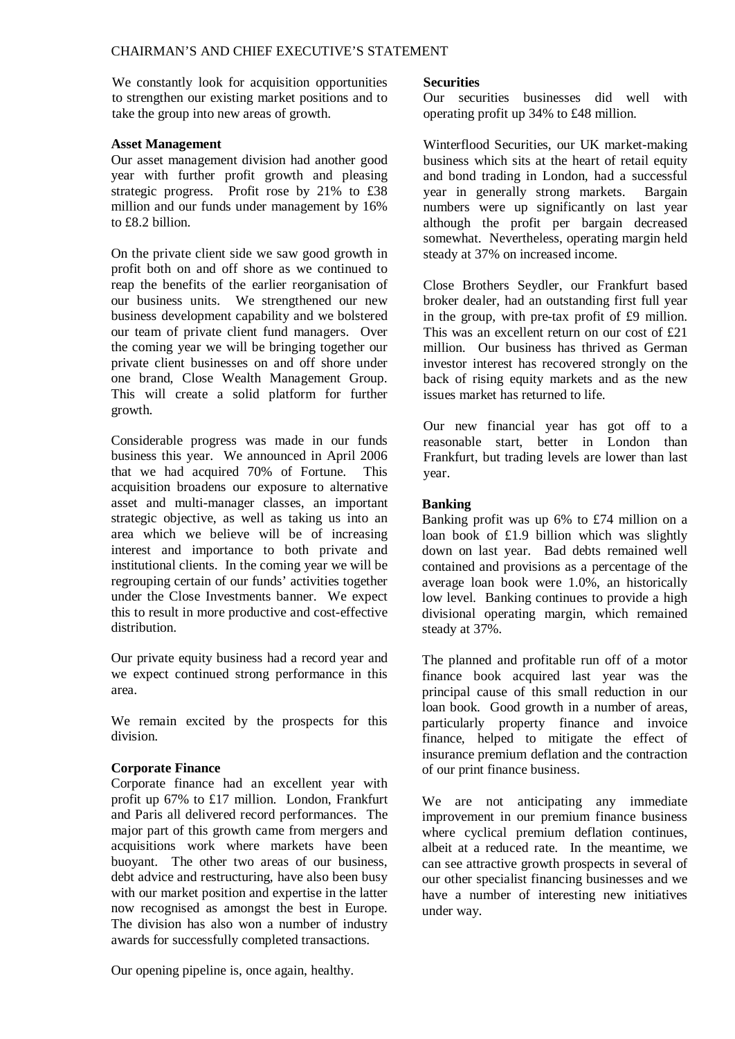We constantly look for acquisition opportunities to strengthen our existing market positions and to take the group into new areas of growth.

**Asset Management**

Our asset management division had another good year with further profit growth and pleasing strategic progress. Profit rose by 21% to £38 million and our funds under management by 16% to £8.2 billion.

On the private client side we saw good growth in profit both on and off shore as we continued to reap the benefits of the earlier reorganisation of our business units. We strengthened our new business development capability and we bolstered our team of private client fund managers. Over the coming year we will be bringing together our private client businesses on and off shore under one brand, Close Wealth Management Group. This will create a solid platform for further growth.

Considerable progress was made in our funds business this year. We announced in April 2006 that we had acquired 70% of Fortune. This acquisition broadens our exposure to alternative asset and multi-manager classes, an important strategic objective, as well as taking us into an area which we believe will be of increasing interest and importance to both private and institutional clients. In the coming year we will be regrouping certain of our funds' activities together under the Close Investments banner. We expect this to result in more productive and cost-effective distribution.

Our private equity business had a record year and we expect continued strong performance in this area.

We remain excited by the prospects for this division.

**Corporate Finance**

Corporate finance had an excellent year with profit up 67% to £17 million. London, Frankfurt and Paris all delivered record performances. The major part of this growth came from mergers and acquisitions work where markets have been buoyant. The other two areas of our business, debt advice and restructuring, have also been busy with our market position and expertise in the latter now recognised as amongst the best in Europe. The division has also won a number of industry awards for successfully completed transactions.

Our opening pipeline is, once again, healthy.

**Securities**

Our securities businesses did well with operating profit up 34% to £48 million.

Winterflood Securities, our UK market-making business which sits at the heart of retail equity and bond trading in London, had a successful year in generally strong markets. Bargain numbers were up significantly on last year although the profit per bargain decreased somewhat. Nevertheless, operating margin held steady at 37% on increased income.

Close Brothers Seydler, our Frankfurt based broker dealer, had an outstanding first full year in the group, with pre-tax profit of £9 million. This was an excellent return on our cost of £21 million. Our business has thrived as German investor interest has recovered strongly on the back of rising equity markets and as the new issues market has returned to life.

Our new financial year has got off to a reasonable start, better in London than Frankfurt, but trading levels are lower than last year.

**Banking**

Banking profit was up 6% to £74 million on a loan book of £1.9 billion which was slightly down on last year. Bad debts remained well contained and provisions as a percentage of the average loan book were 1.0%, an historically low level. Banking continues to provide a high divisional operating margin, which remained steady at 37%.

The planned and profitable run off of a motor finance book acquired last year was the principal cause of this small reduction in our loan book. Good growth in a number of areas, particularly property finance and invoice finance, helped to mitigate the effect of insurance premium deflation and the contraction of our print finance business.

We are not anticipating any immediate improvement in our premium finance business where cyclical premium deflation continues, albeit at a reduced rate. In the meantime, we can see attractive growth prospects in several of our other specialist financing businesses and we have a number of interesting new initiatives under way.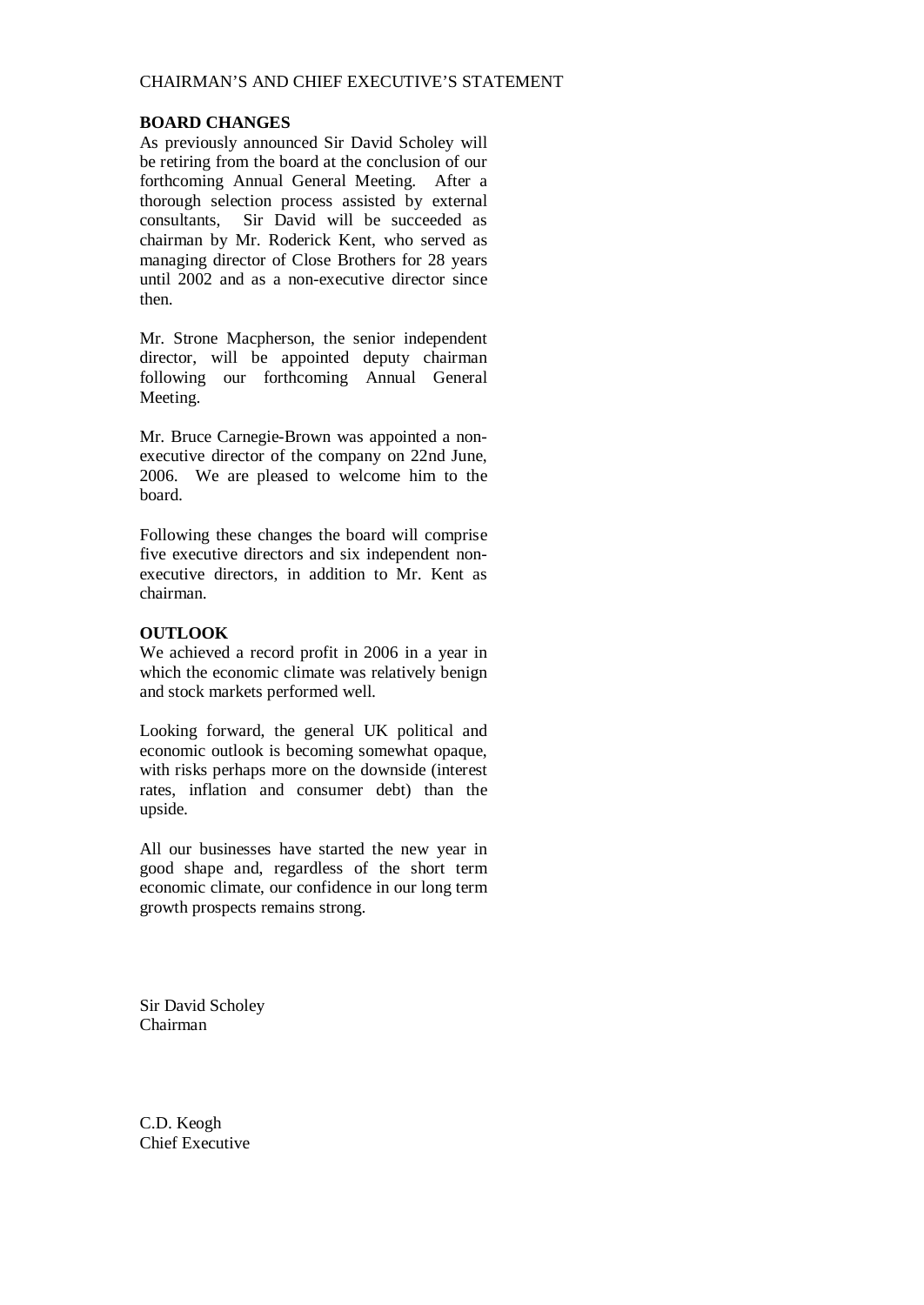CHAIRMAN'S AND CHIEF EXECUTIVE'S STATEMENT

**BOARD CHANGES**

As previously announced Sir David Scholey will be retiring from the board at the conclusion of our forthcoming Annual General Meeting. After a thorough selection process assisted by external consultants, Sir David will be succeeded as chairman by Mr. Roderick Kent, who served as managing director of Close Brothers for 28 years until 2002 and as a non-executive director since then.

Mr. Strone Macpherson, the senior independent director, will be appointed deputy chairman following our forthcoming Annual General Meeting.

Mr. Bruce Carnegie-Brown was appointed a non-executive director of the company on 22nd June, 2006. We are pleased to welcome him to the board.

Following these changes the board will comprise five executive directors and six independent non-executive directors, in addition to Mr. Kent as chairman.

**OUTLOOK**

We achieved a record profit in 2006 in a year in which the economic climate was relatively benign and stock markets performed well.

Looking forward, the general UK political and economic outlook is becoming somewhat opaque, with risks perhaps more on the downside (interest rates, inflation and consumer debt) than the upside.

All our businesses have started the new year in good shape and, regardless of the short term economic climate, our confidence in our long term growth prospects remains strong.

Sir David Scholey
Chairman

C.D. Keogh
Chief Executive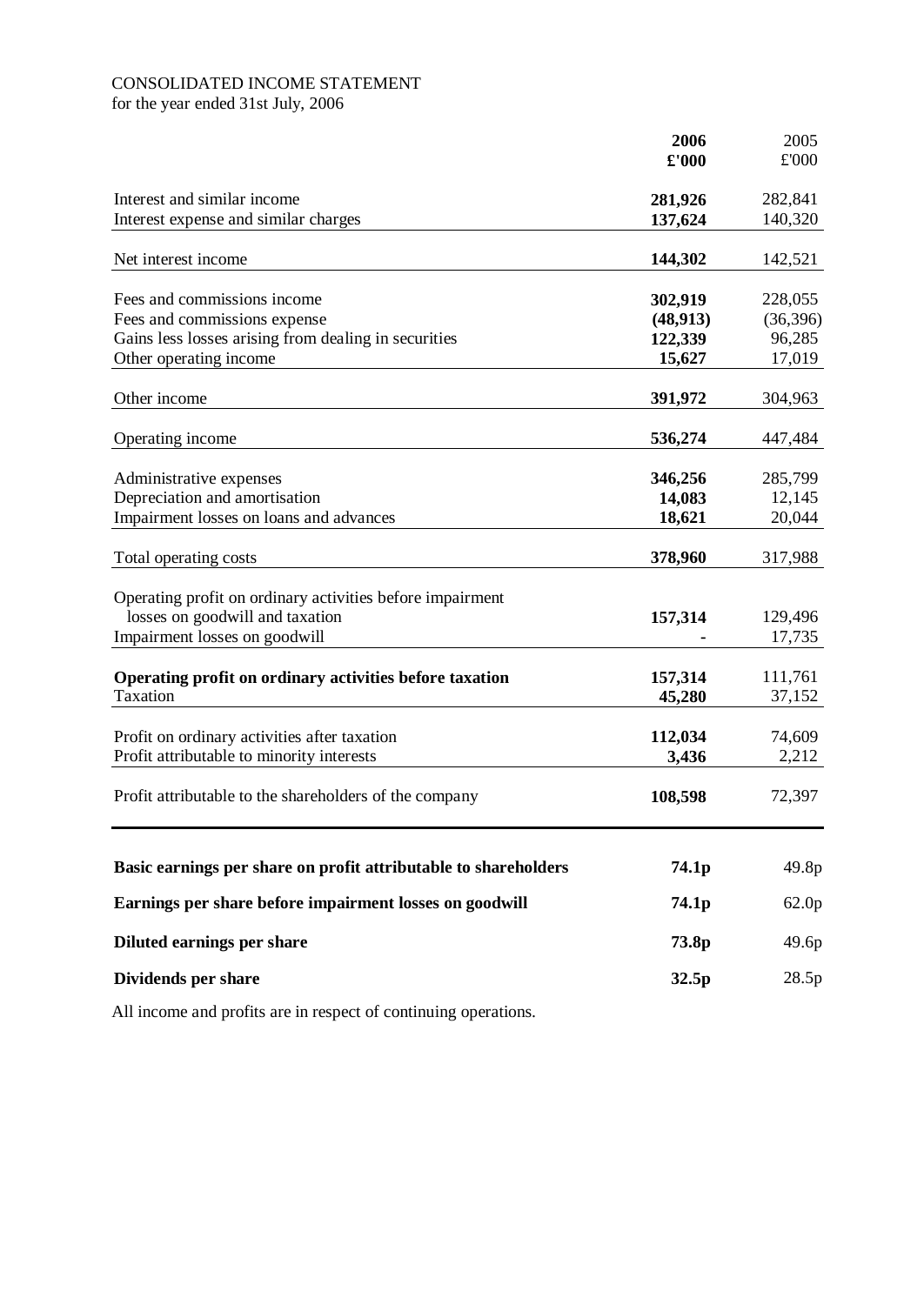CONSOLIDATED INCOME STATEMENT
for the year ended 31st July, 2006

| | **2006 £'000** | 2005 £'000 |
|---|---|---|
| Interest and similar income | **281,926** | 282,841 |
| Interest expense and similar charges | **137,624** | 140,320 |
| Net interest income | **144,302** | 142,521 |
| Fees and commissions income | **302,919** | 228,055 |
| Fees and commissions expense | **(48,913)** | (36,396) |
| Gains less losses arising from dealing in securities | **122,339** | 96,285 |
| Other operating income | **15,627** | 17,019 |
| Other income | **391,972** | 304,963 |
| Operating income | **536,274** | 447,484 |
| Administrative expenses | **346,256** | 285,799 |
| Depreciation and amortisation | **14,083** | 12,145 |
| Impairment losses on loans and advances | **18,621** | 20,044 |
| Total operating costs | **378,960** | 317,988 |
| Operating profit on ordinary activities before impairment losses on goodwill and taxation | **157,314** | 129,496 |
| Impairment losses on goodwill | **-** | 17,735 |
| **Operating profit on ordinary activities before taxation** | **157,314** | 111,761 |
| Taxation | **45,280** | 37,152 |
| Profit on ordinary activities after taxation | **112,034** | 74,609 |
| Profit attributable to minority interests | **3,436** | 2,212 |
| Profit attributable to the shareholders of the company | **108,598** | 72,397 |
| **Basic earnings per share on profit attributable to shareholders** | **74.1p** | 49.8p |
| **Earnings per share before impairment losses on goodwill** | **74.1p** | 62.0p |
| **Diluted earnings per share** | **73.8p** | 49.6p |
| **Dividends per share** | **32.5p** | 28.5p |

All income and profits are in respect of continuing operations.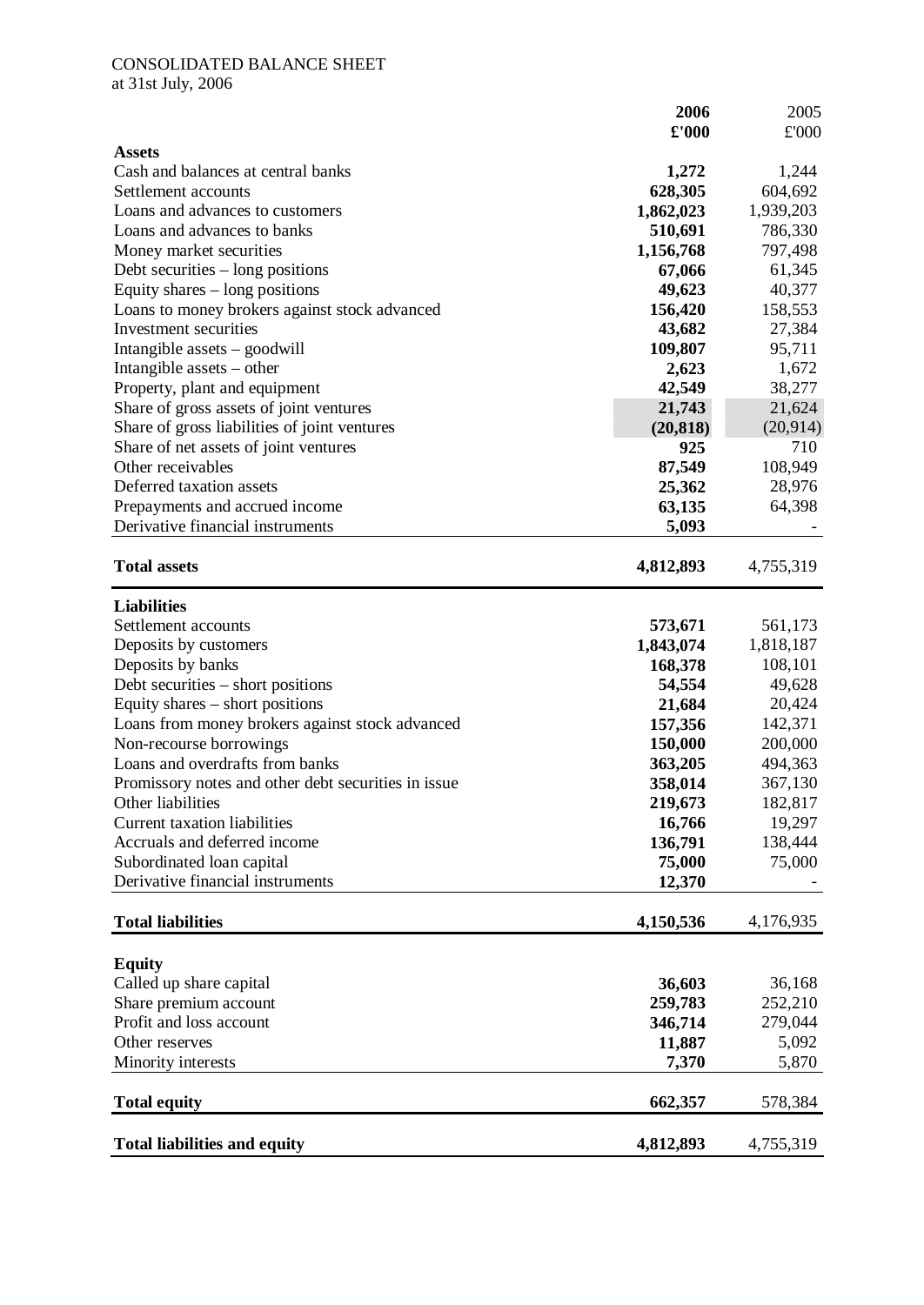CONSOLIDATED BALANCE SHEET
at 31st July, 2006

| | 2006 £'000 | 2005 £'000 |
|---|---|---|
| **Assets** | | |
| Cash and balances at central banks | **1,272** | 1,244 |
| Settlement accounts | **628,305** | 604,692 |
| Loans and advances to customers | **1,862,023** | 1,939,203 |
| Loans and advances to banks | **510,691** | 786,330 |
| Money market securities | **1,156,768** | 797,498 |
| Debt securities – long positions | **67,066** | 61,345 |
| Equity shares – long positions | **49,623** | 40,377 |
| Loans to money brokers against stock advanced | **156,420** | 158,553 |
| Investment securities | **43,682** | 27,384 |
| Intangible assets – goodwill | **109,807** | 95,711 |
| Intangible assets – other | **2,623** | 1,672 |
| Property, plant and equipment | **42,549** | 38,277 |
| Share of gross assets of joint ventures | **21,743** | 21,624 |
| Share of gross liabilities of joint ventures | **(20,818)** | (20,914) |
| Share of net assets of joint ventures | **925** | 710 |
| Other receivables | **87,549** | 108,949 |
| Deferred taxation assets | **25,362** | 28,976 |
| Prepayments and accrued income | **63,135** | 64,398 |
| Derivative financial instruments | **5,093** | - |
| **Total assets** | **4,812,893** | 4,755,319 |
| **Liabilities** | | |
| Settlement accounts | **573,671** | 561,173 |
| Deposits by customers | **1,843,074** | 1,818,187 |
| Deposits by banks | **168,378** | 108,101 |
| Debt securities – short positions | **54,554** | 49,628 |
| Equity shares – short positions | **21,684** | 20,424 |
| Loans from money brokers against stock advanced | **157,356** | 142,371 |
| Non-recourse borrowings | **150,000** | 200,000 |
| Loans and overdrafts from banks | **363,205** | 494,363 |
| Promissory notes and other debt securities in issue | **358,014** | 367,130 |
| Other liabilities | **219,673** | 182,817 |
| Current taxation liabilities | **16,766** | 19,297 |
| Accruals and deferred income | **136,791** | 138,444 |
| Subordinated loan capital | **75,000** | 75,000 |
| Derivative financial instruments | **12,370** | - |
| **Total liabilities** | **4,150,536** | 4,176,935 |
| **Equity** | | |
| Called up share capital | **36,603** | 36,168 |
| Share premium account | **259,783** | 252,210 |
| Profit and loss account | **346,714** | 279,044 |
| Other reserves | **11,887** | 5,092 |
| Minority interests | **7,370** | 5,870 |
| **Total equity** | **662,357** | 578,384 |
| **Total liabilities and equity** | **4,812,893** | 4,755,319 |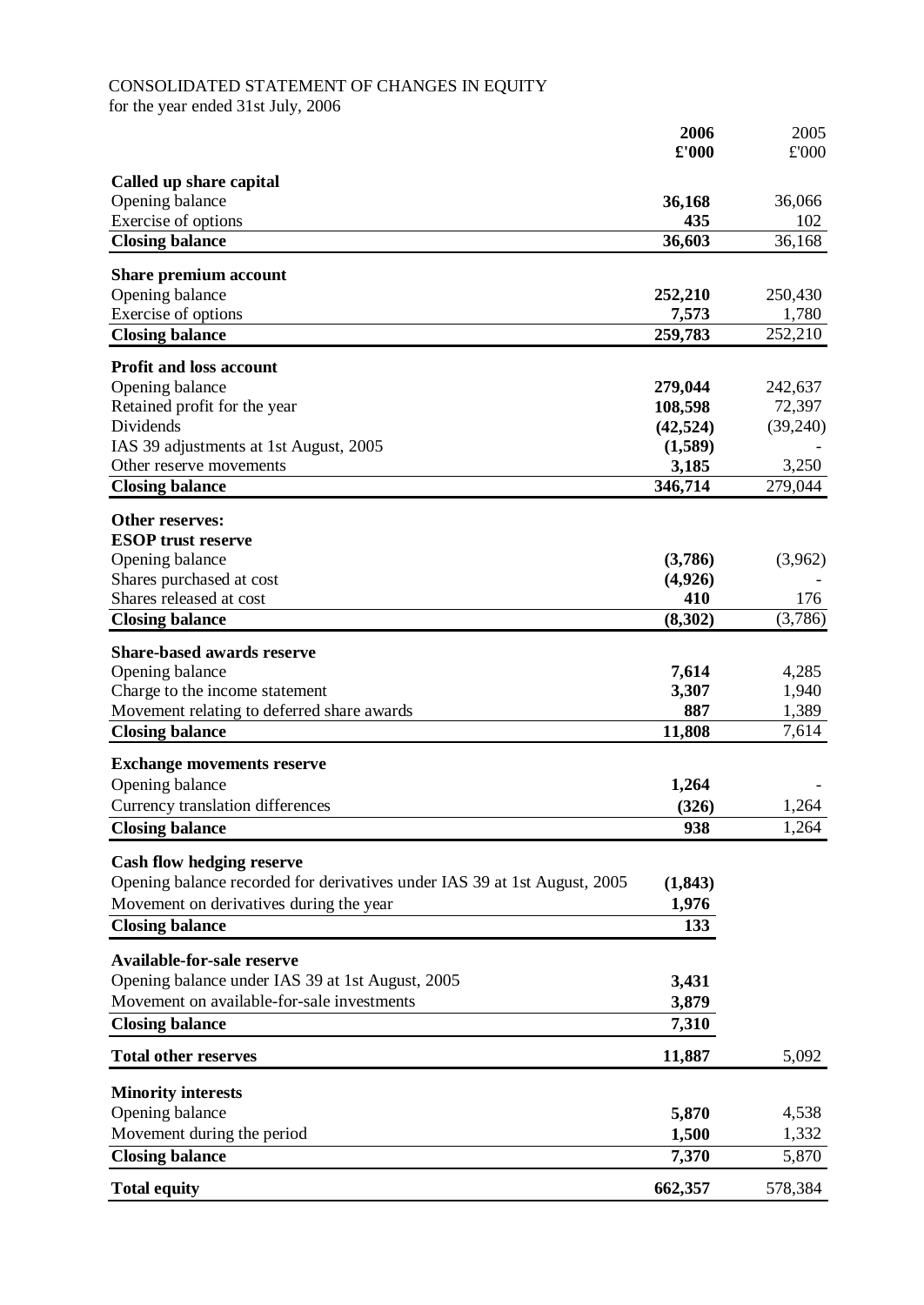CONSOLIDATED STATEMENT OF CHANGES IN EQUITY
for the year ended 31st July, 2006

| | **2006 £'000** | 2005 £'000 |
|---|---|---|
| **Called up share capital** | | |
| Opening balance | **36,168** | 36,066 |
| Exercise of options | **435** | 102 |
| **Closing balance** | **36,603** | 36,168 |
| **Share premium account** | | |
| Opening balance | **252,210** | 250,430 |
| Exercise of options | **7,573** | 1,780 |
| **Closing balance** | **259,783** | 252,210 |
| **Profit and loss account** | | |
| Opening balance | **279,044** | 242,637 |
| Retained profit for the year | **108,598** | 72,397 |
| Dividends | **(42,524)** | (39,240) |
| IAS 39 adjustments at 1st August, 2005 | **(1,589)** | - |
| Other reserve movements | **3,185** | 3,250 |
| **Closing balance** | **346,714** | 279,044 |
| **Other reserves:** | | |
| **ESOP trust reserve** | | |
| Opening balance | **(3,786)** | (3,962) |
| Shares purchased at cost | **(4,926)** | - |
| Shares released at cost | **410** | 176 |
| **Closing balance** | **(8,302)** | (3,786) |
| **Share-based awards reserve** | | |
| Opening balance | **7,614** | 4,285 |
| Charge to the income statement | **3,307** | 1,940 |
| Movement relating to deferred share awards | **887** | 1,389 |
| **Closing balance** | **11,808** | 7,614 |
| **Exchange movements reserve** | | |
| Opening balance | **1,264** | - |
| Currency translation differences | **(326)** | 1,264 |
| **Closing balance** | **938** | 1,264 |
| **Cash flow hedging reserve** | | |
| Opening balance recorded for derivatives under IAS 39 at 1st August, 2005 | **(1,843)** | |
| Movement on derivatives during the year | **1,976** | |
| **Closing balance** | **133** | |
| **Available-for-sale reserve** | | |
| Opening balance under IAS 39 at 1st August, 2005 | **3,431** | |
| Movement on available-for-sale investments | **3,879** | |
| **Closing balance** | **7,310** | |
| **Total other reserves** | **11,887** | 5,092 |
| **Minority interests** | | |
| Opening balance | **5,870** | 4,538 |
| Movement during the period | **1,500** | 1,332 |
| **Closing balance** | **7,370** | 5,870 |
| **Total equity** | **662,357** | 578,384 |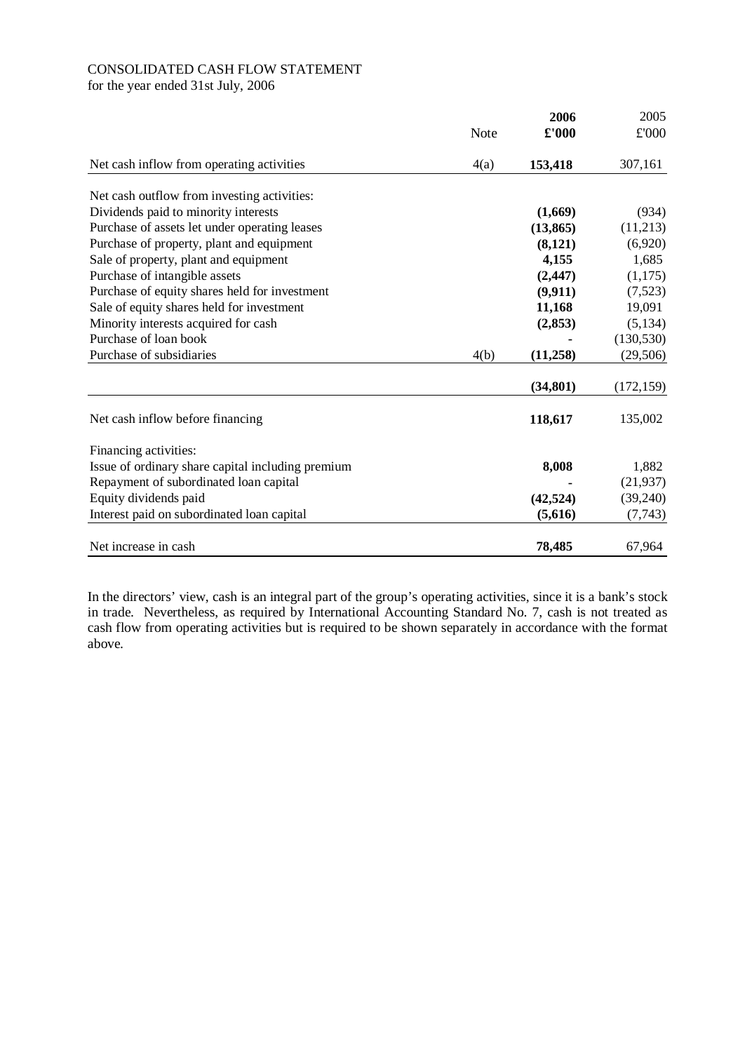CONSOLIDATED CASH FLOW STATEMENT
for the year ended 31st July, 2006

| | Note | **2006 £'000** | 2005 £'000 |
|---|---|---|---|
| Net cash inflow from operating activities | 4(a) | **153,418** | 307,161 |
| Net cash outflow from investing activities: | | | |
| Dividends paid to minority interests | | **(1,669)** | (934) |
| Purchase of assets let under operating leases | | **(13,865)** | (11,213) |
| Purchase of property, plant and equipment | | **(8,121)** | (6,920) |
| Sale of property, plant and equipment | | **4,155** | 1,685 |
| Purchase of intangible assets | | **(2,447)** | (1,175) |
| Purchase of equity shares held for investment | | **(9,911)** | (7,523) |
| Sale of equity shares held for investment | | **11,168** | 19,091 |
| Minority interests acquired for cash | | **(2,853)** | (5,134) |
| Purchase of loan book | | **-** | (130,530) |
| Purchase of subsidiaries | 4(b) | **(11,258)** | (29,506) |
| | | **(34,801)** | (172,159) |
| Net cash inflow before financing | | **118,617** | 135,002 |
| Financing activities: | | | |
| Issue of ordinary share capital including premium | | **8,008** | 1,882 |
| Repayment of subordinated loan capital | | **-** | (21,937) |
| Equity dividends paid | | **(42,524)** | (39,240) |
| Interest paid on subordinated loan capital | | **(5,616)** | (7,743) |
| Net increase in cash | | **78,485** | 67,964 |

In the directors' view, cash is an integral part of the group's operating activities, since it is a bank's stock in trade. Nevertheless, as required by International Accounting Standard No. 7, cash is not treated as cash flow from operating activities but is required to be shown separately in accordance with the format above.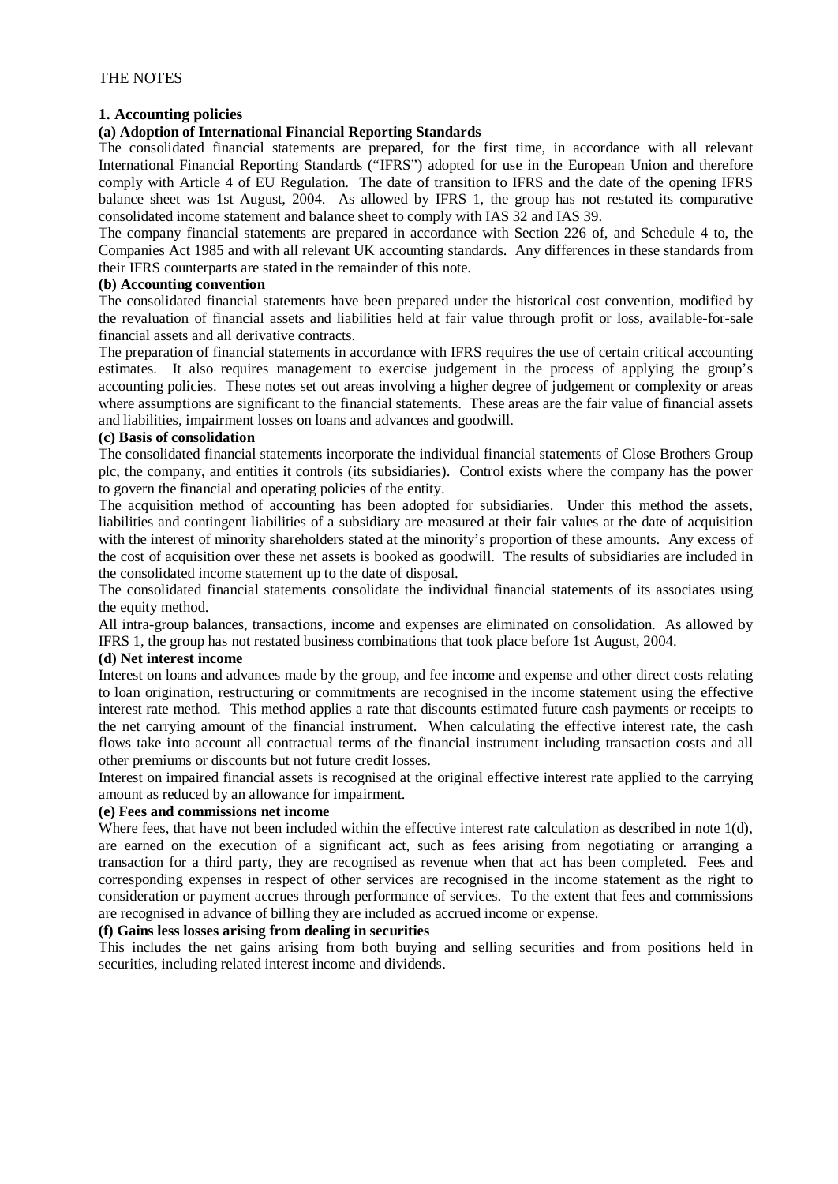THE NOTES

## 1. Accounting policies

### (a) Adoption of International Financial Reporting Standards

The consolidated financial statements are prepared, for the first time, in accordance with all relevant International Financial Reporting Standards ("IFRS") adopted for use in the European Union and therefore comply with Article 4 of EU Regulation. The date of transition to IFRS and the date of the opening IFRS balance sheet was 1st August, 2004. As allowed by IFRS 1, the group has not restated its comparative consolidated income statement and balance sheet to comply with IAS 32 and IAS 39.

The company financial statements are prepared in accordance with Section 226 of, and Schedule 4 to, the Companies Act 1985 and with all relevant UK accounting standards. Any differences in these standards from their IFRS counterparts are stated in the remainder of this note.

### (b) Accounting convention

The consolidated financial statements have been prepared under the historical cost convention, modified by the revaluation of financial assets and liabilities held at fair value through profit or loss, available-for-sale financial assets and all derivative contracts.

The preparation of financial statements in accordance with IFRS requires the use of certain critical accounting estimates. It also requires management to exercise judgement in the process of applying the group's accounting policies. These notes set out areas involving a higher degree of judgement or complexity or areas where assumptions are significant to the financial statements. These areas are the fair value of financial assets and liabilities, impairment losses on loans and advances and goodwill.

### (c) Basis of consolidation

The consolidated financial statements incorporate the individual financial statements of Close Brothers Group plc, the company, and entities it controls (its subsidiaries). Control exists where the company has the power to govern the financial and operating policies of the entity.

The acquisition method of accounting has been adopted for subsidiaries. Under this method the assets, liabilities and contingent liabilities of a subsidiary are measured at their fair values at the date of acquisition with the interest of minority shareholders stated at the minority's proportion of these amounts. Any excess of the cost of acquisition over these net assets is booked as goodwill. The results of subsidiaries are included in the consolidated income statement up to the date of disposal.

The consolidated financial statements consolidate the individual financial statements of its associates using the equity method.

All intra-group balances, transactions, income and expenses are eliminated on consolidation. As allowed by IFRS 1, the group has not restated business combinations that took place before 1st August, 2004.

### (d) Net interest income

Interest on loans and advances made by the group, and fee income and expense and other direct costs relating to loan origination, restructuring or commitments are recognised in the income statement using the effective interest rate method. This method applies a rate that discounts estimated future cash payments or receipts to the net carrying amount of the financial instrument. When calculating the effective interest rate, the cash flows take into account all contractual terms of the financial instrument including transaction costs and all other premiums or discounts but not future credit losses.

Interest on impaired financial assets is recognised at the original effective interest rate applied to the carrying amount as reduced by an allowance for impairment.

### (e) Fees and commissions net income

Where fees, that have not been included within the effective interest rate calculation as described in note 1(d), are earned on the execution of a significant act, such as fees arising from negotiating or arranging a transaction for a third party, they are recognised as revenue when that act has been completed. Fees and corresponding expenses in respect of other services are recognised in the income statement as the right to consideration or payment accrues through performance of services. To the extent that fees and commissions are recognised in advance of billing they are included as accrued income or expense.

### (f) Gains less losses arising from dealing in securities

This includes the net gains arising from both buying and selling securities and from positions held in securities, including related interest income and dividends.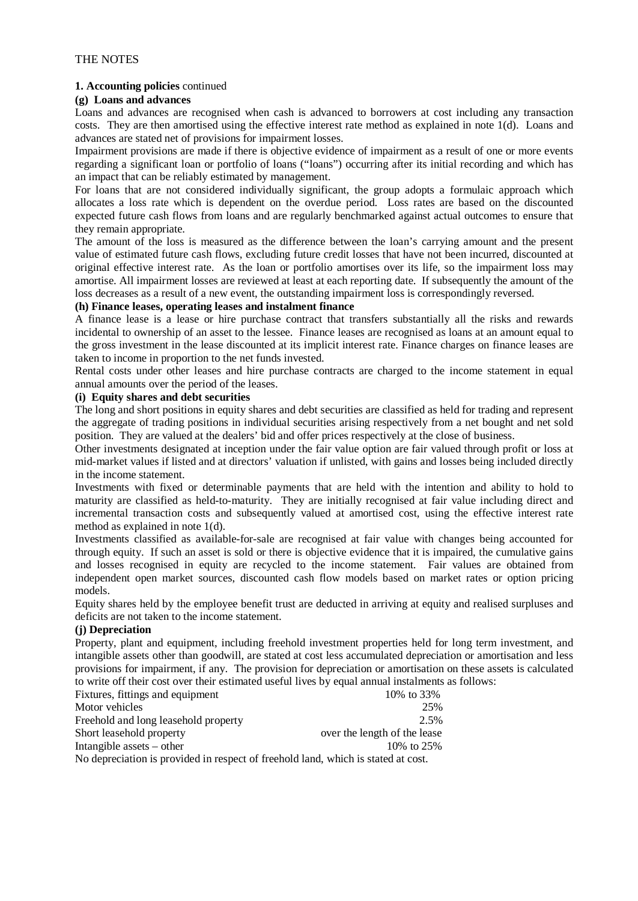THE NOTES

**1. Accounting policies** continued

**(g) Loans and advances**

Loans and advances are recognised when cash is advanced to borrowers at cost including any transaction costs. They are then amortised using the effective interest rate method as explained in note 1(d). Loans and advances are stated net of provisions for impairment losses.

Impairment provisions are made if there is objective evidence of impairment as a result of one or more events regarding a significant loan or portfolio of loans ("loans") occurring after its initial recording and which has an impact that can be reliably estimated by management.

For loans that are not considered individually significant, the group adopts a formulaic approach which allocates a loss rate which is dependent on the overdue period. Loss rates are based on the discounted expected future cash flows from loans and are regularly benchmarked against actual outcomes to ensure that they remain appropriate.

The amount of the loss is measured as the difference between the loan's carrying amount and the present value of estimated future cash flows, excluding future credit losses that have not been incurred, discounted at original effective interest rate. As the loan or portfolio amortises over its life, so the impairment loss may amortise. All impairment losses are reviewed at least at each reporting date. If subsequently the amount of the loss decreases as a result of a new event, the outstanding impairment loss is correspondingly reversed.

**(h) Finance leases, operating leases and instalment finance**

A finance lease is a lease or hire purchase contract that transfers substantially all the risks and rewards incidental to ownership of an asset to the lessee. Finance leases are recognised as loans at an amount equal to the gross investment in the lease discounted at its implicit interest rate. Finance charges on finance leases are taken to income in proportion to the net funds invested.

Rental costs under other leases and hire purchase contracts are charged to the income statement in equal annual amounts over the period of the leases.

**(i) Equity shares and debt securities**

The long and short positions in equity shares and debt securities are classified as held for trading and represent the aggregate of trading positions in individual securities arising respectively from a net bought and net sold position. They are valued at the dealers' bid and offer prices respectively at the close of business.

Other investments designated at inception under the fair value option are fair valued through profit or loss at mid-market values if listed and at directors' valuation if unlisted, with gains and losses being included directly in the income statement.

Investments with fixed or determinable payments that are held with the intention and ability to hold to maturity are classified as held-to-maturity. They are initially recognised at fair value including direct and incremental transaction costs and subsequently valued at amortised cost, using the effective interest rate method as explained in note 1(d).

Investments classified as available-for-sale are recognised at fair value with changes being accounted for through equity. If such an asset is sold or there is objective evidence that it is impaired, the cumulative gains and losses recognised in equity are recycled to the income statement. Fair values are obtained from independent open market sources, discounted cash flow models based on market rates or option pricing models.

Equity shares held by the employee benefit trust are deducted in arriving at equity and realised surpluses and deficits are not taken to the income statement.

**(j) Depreciation**

Property, plant and equipment, including freehold investment properties held for long term investment, and intangible assets other than goodwill, are stated at cost less accumulated depreciation or amortisation and less provisions for impairment, if any. The provision for depreciation or amortisation on these assets is calculated to write off their cost over their estimated useful lives by equal annual instalments as follows:

| | |
|---|---|
| Fixtures, fittings and equipment | 10% to 33% |
| Motor vehicles | 25% |
| Freehold and long leasehold property | 2.5% |
| Short leasehold property | over the length of the lease |
| Intangible assets – other | 10% to 25% |

No depreciation is provided in respect of freehold land, which is stated at cost.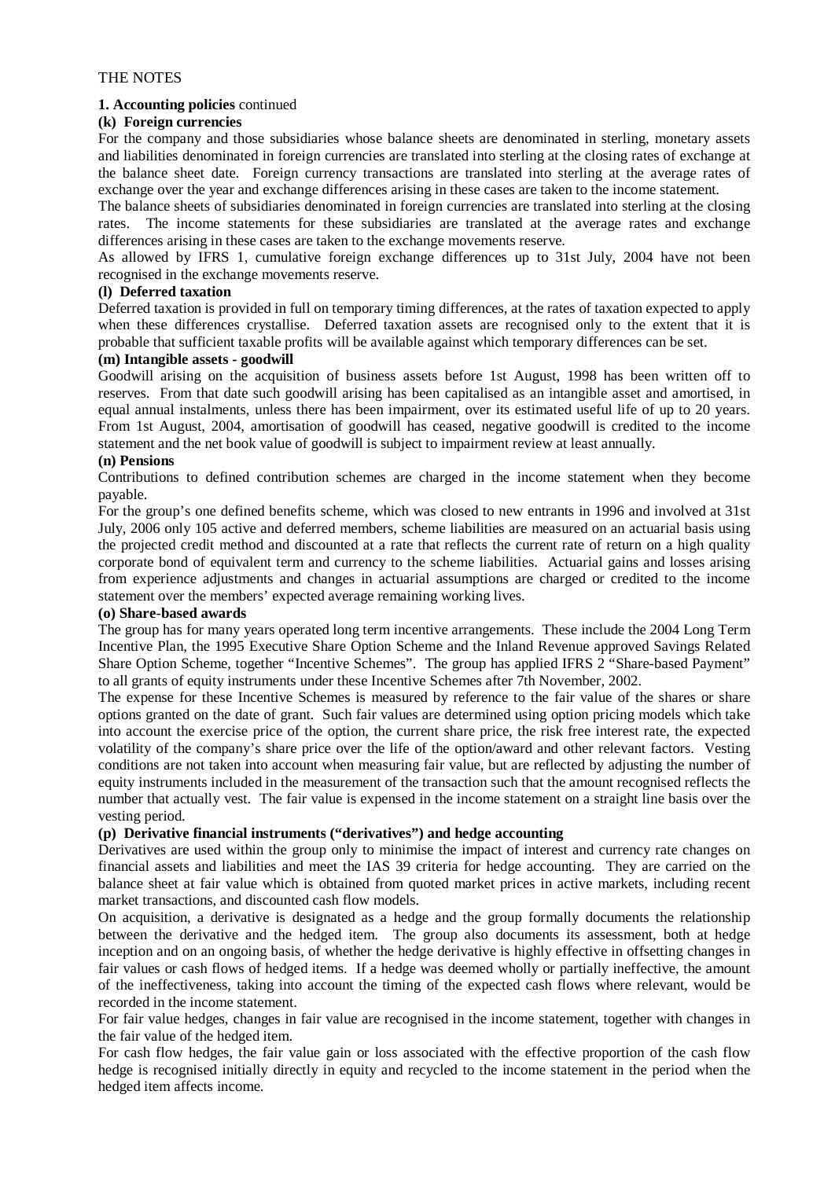THE NOTES

**1. Accounting policies** continued

**(k) Foreign currencies**

For the company and those subsidiaries whose balance sheets are denominated in sterling, monetary assets and liabilities denominated in foreign currencies are translated into sterling at the closing rates of exchange at the balance sheet date. Foreign currency transactions are translated into sterling at the average rates of exchange over the year and exchange differences arising in these cases are taken to the income statement.

The balance sheets of subsidiaries denominated in foreign currencies are translated into sterling at the closing rates. The income statements for these subsidiaries are translated at the average rates and exchange differences arising in these cases are taken to the exchange movements reserve.

As allowed by IFRS 1, cumulative foreign exchange differences up to 31st July, 2004 have not been recognised in the exchange movements reserve.

**(l) Deferred taxation**

Deferred taxation is provided in full on temporary timing differences, at the rates of taxation expected to apply when these differences crystallise. Deferred taxation assets are recognised only to the extent that it is probable that sufficient taxable profits will be available against which temporary differences can be set.

**(m) Intangible assets - goodwill**

Goodwill arising on the acquisition of business assets before 1st August, 1998 has been written off to reserves. From that date such goodwill arising has been capitalised as an intangible asset and amortised, in equal annual instalments, unless there has been impairment, over its estimated useful life of up to 20 years. From 1st August, 2004, amortisation of goodwill has ceased, negative goodwill is credited to the income statement and the net book value of goodwill is subject to impairment review at least annually.

**(n) Pensions**

Contributions to defined contribution schemes are charged in the income statement when they become payable.

For the group's one defined benefits scheme, which was closed to new entrants in 1996 and involved at 31st July, 2006 only 105 active and deferred members, scheme liabilities are measured on an actuarial basis using the projected credit method and discounted at a rate that reflects the current rate of return on a high quality corporate bond of equivalent term and currency to the scheme liabilities. Actuarial gains and losses arising from experience adjustments and changes in actuarial assumptions are charged or credited to the income statement over the members' expected average remaining working lives.

**(o) Share-based awards**

The group has for many years operated long term incentive arrangements. These include the 2004 Long Term Incentive Plan, the 1995 Executive Share Option Scheme and the Inland Revenue approved Savings Related Share Option Scheme, together "Incentive Schemes". The group has applied IFRS 2 "Share-based Payment" to all grants of equity instruments under these Incentive Schemes after 7th November, 2002.

The expense for these Incentive Schemes is measured by reference to the fair value of the shares or share options granted on the date of grant. Such fair values are determined using option pricing models which take into account the exercise price of the option, the current share price, the risk free interest rate, the expected volatility of the company's share price over the life of the option/award and other relevant factors. Vesting conditions are not taken into account when measuring fair value, but are reflected by adjusting the number of equity instruments included in the measurement of the transaction such that the amount recognised reflects the number that actually vest. The fair value is expensed in the income statement on a straight line basis over the vesting period.

**(p) Derivative financial instruments ("derivatives") and hedge accounting**

Derivatives are used within the group only to minimise the impact of interest and currency rate changes on financial assets and liabilities and meet the IAS 39 criteria for hedge accounting. They are carried on the balance sheet at fair value which is obtained from quoted market prices in active markets, including recent market transactions, and discounted cash flow models.

On acquisition, a derivative is designated as a hedge and the group formally documents the relationship between the derivative and the hedged item. The group also documents its assessment, both at hedge inception and on an ongoing basis, of whether the hedge derivative is highly effective in offsetting changes in fair values or cash flows of hedged items. If a hedge was deemed wholly or partially ineffective, the amount of the ineffectiveness, taking into account the timing of the expected cash flows where relevant, would be recorded in the income statement.

For fair value hedges, changes in fair value are recognised in the income statement, together with changes in the fair value of the hedged item.

For cash flow hedges, the fair value gain or loss associated with the effective proportion of the cash flow hedge is recognised initially directly in equity and recycled to the income statement in the period when the hedged item affects income.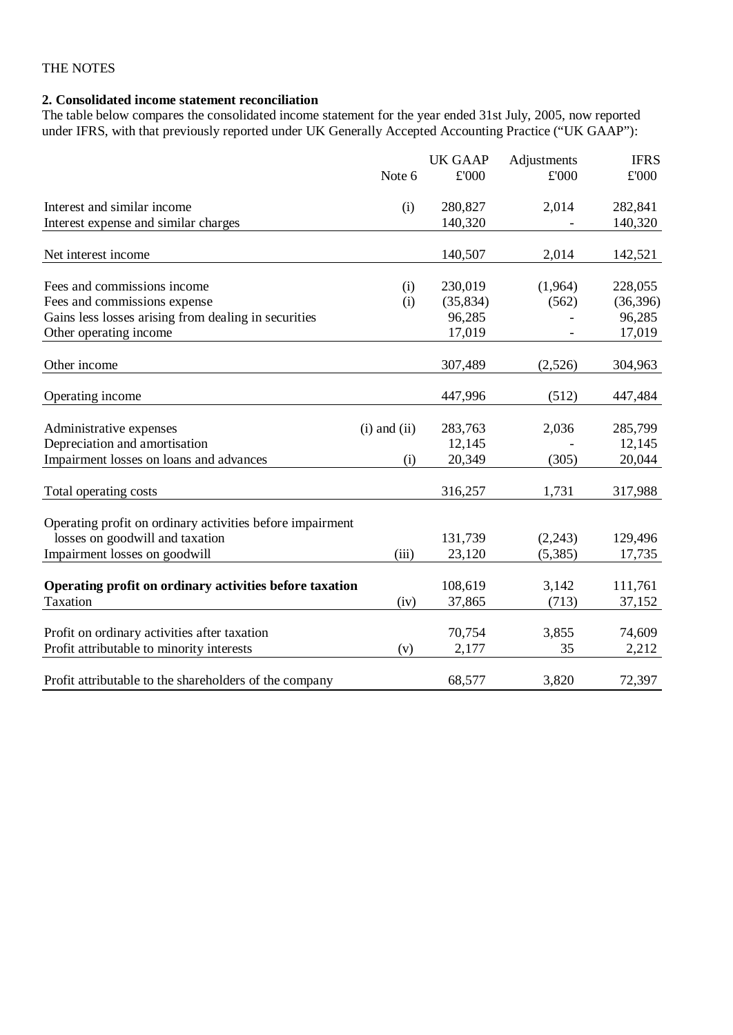THE NOTES

**2. Consolidated income statement reconciliation**

The table below compares the consolidated income statement for the year ended 31st July, 2005, now reported under IFRS, with that previously reported under UK Generally Accepted Accounting Practice ("UK GAAP"):

| | Note 6 | UK GAAP £'000 | Adjustments £'000 | IFRS £'000 |
|---|---|---|---|---|
| Interest and similar income | (i) | 280,827 | 2,014 | 282,841 |
| Interest expense and similar charges | | 140,320 | - | 140,320 |
| Net interest income | | 140,507 | 2,014 | 142,521 |
| Fees and commissions income | (i) | 230,019 | (1,964) | 228,055 |
| Fees and commissions expense | (i) | (35,834) | (562) | (36,396) |
| Gains less losses arising from dealing in securities | | 96,285 | - | 96,285 |
| Other operating income | | 17,019 | - | 17,019 |
| Other income | | 307,489 | (2,526) | 304,963 |
| Operating income | | 447,996 | (512) | 447,484 |
| Administrative expenses | (i) and (ii) | 283,763 | 2,036 | 285,799 |
| Depreciation and amortisation | | 12,145 | - | 12,145 |
| Impairment losses on loans and advances | (i) | 20,349 | (305) | 20,044 |
| Total operating costs | | 316,257 | 1,731 | 317,988 |
| Operating profit on ordinary activities before impairment losses on goodwill and taxation | | 131,739 | (2,243) | 129,496 |
| Impairment losses on goodwill | (iii) | 23,120 | (5,385) | 17,735 |
| **Operating profit on ordinary activities before taxation** | | 108,619 | 3,142 | 111,761 |
| Taxation | (iv) | 37,865 | (713) | 37,152 |
| Profit on ordinary activities after taxation | | 70,754 | 3,855 | 74,609 |
| Profit attributable to minority interests | (v) | 2,177 | 35 | 2,212 |
| Profit attributable to the shareholders of the company | | 68,577 | 3,820 | 72,397 |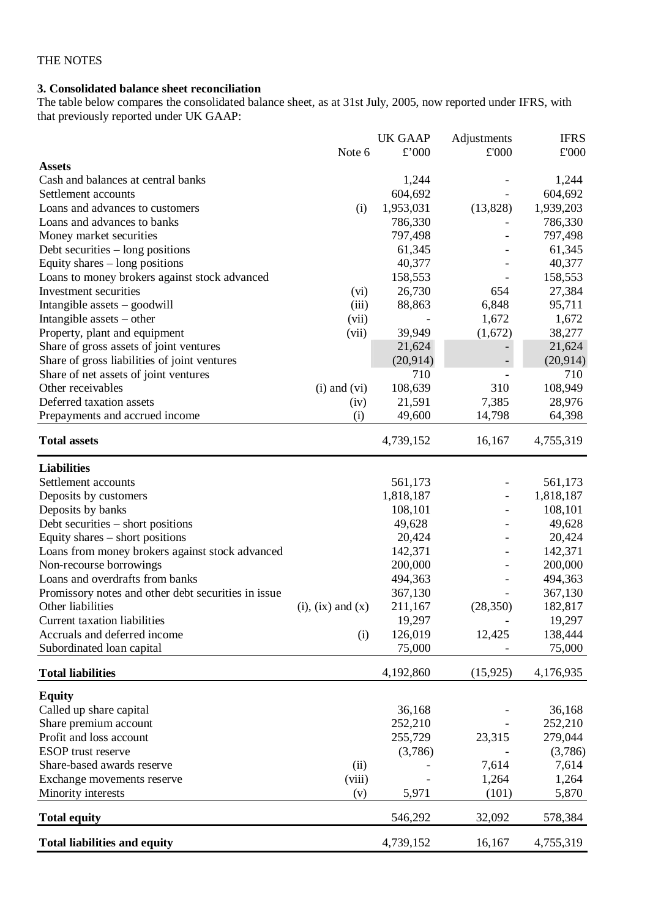THE NOTES

### 3. Consolidated balance sheet reconciliation

The table below compares the consolidated balance sheet, as at 31st July, 2005, now reported under IFRS, with that previously reported under UK GAAP:

| | Note 6 | UK GAAP £'000 | Adjustments £'000 | IFRS £'000 |
|---|---|---|---|---|
| **Assets** | | | | |
| Cash and balances at central banks | | 1,244 | - | 1,244 |
| Settlement accounts | | 604,692 | - | 604,692 |
| Loans and advances to customers | (i) | 1,953,031 | (13,828) | 1,939,203 |
| Loans and advances to banks | | 786,330 | - | 786,330 |
| Money market securities | | 797,498 | - | 797,498 |
| Debt securities – long positions | | 61,345 | - | 61,345 |
| Equity shares – long positions | | 40,377 | - | 40,377 |
| Loans to money brokers against stock advanced | | 158,553 | - | 158,553 |
| Investment securities | (vi) | 26,730 | 654 | 27,384 |
| Intangible assets – goodwill | (iii) | 88,863 | 6,848 | 95,711 |
| Intangible assets – other | (vii) | - | 1,672 | 1,672 |
| Property, plant and equipment | (vii) | 39,949 | (1,672) | 38,277 |
| Share of gross assets of joint ventures | | 21,624 | - | 21,624 |
| Share of gross liabilities of joint ventures | | (20,914) | - | (20,914) |
| Share of net assets of joint ventures | | 710 | - | 710 |
| Other receivables | (i) and (vi) | 108,639 | 310 | 108,949 |
| Deferred taxation assets | (iv) | 21,591 | 7,385 | 28,976 |
| Prepayments and accrued income | (i) | 49,600 | 14,798 | 64,398 |
| **Total assets** | | 4,739,152 | 16,167 | 4,755,319 |
| **Liabilities** | | | | |
| Settlement accounts | | 561,173 | - | 561,173 |
| Deposits by customers | | 1,818,187 | - | 1,818,187 |
| Deposits by banks | | 108,101 | - | 108,101 |
| Debt securities – short positions | | 49,628 | - | 49,628 |
| Equity shares – short positions | | 20,424 | - | 20,424 |
| Loans from money brokers against stock advanced | | 142,371 | - | 142,371 |
| Non-recourse borrowings | | 200,000 | - | 200,000 |
| Loans and overdrafts from banks | | 494,363 | - | 494,363 |
| Promissory notes and other debt securities in issue | | 367,130 | - | 367,130 |
| Other liabilities | (i), (ix) and (x) | 211,167 | (28,350) | 182,817 |
| Current taxation liabilities | | 19,297 | - | 19,297 |
| Accruals and deferred income | (i) | 126,019 | 12,425 | 138,444 |
| Subordinated loan capital | | 75,000 | - | 75,000 |
| **Total liabilities** | | 4,192,860 | (15,925) | 4,176,935 |
| **Equity** | | | | |
| Called up share capital | | 36,168 | - | 36,168 |
| Share premium account | | 252,210 | - | 252,210 |
| Profit and loss account | | 255,729 | 23,315 | 279,044 |
| ESOP trust reserve | | (3,786) | - | (3,786) |
| Share-based awards reserve | (ii) | - | 7,614 | 7,614 |
| Exchange movements reserve | (viii) | - | 1,264 | 1,264 |
| Minority interests | (v) | 5,971 | (101) | 5,870 |
| **Total equity** | | 546,292 | 32,092 | 578,384 |
| **Total liabilities and equity** | | 4,739,152 | 16,167 | 4,755,319 |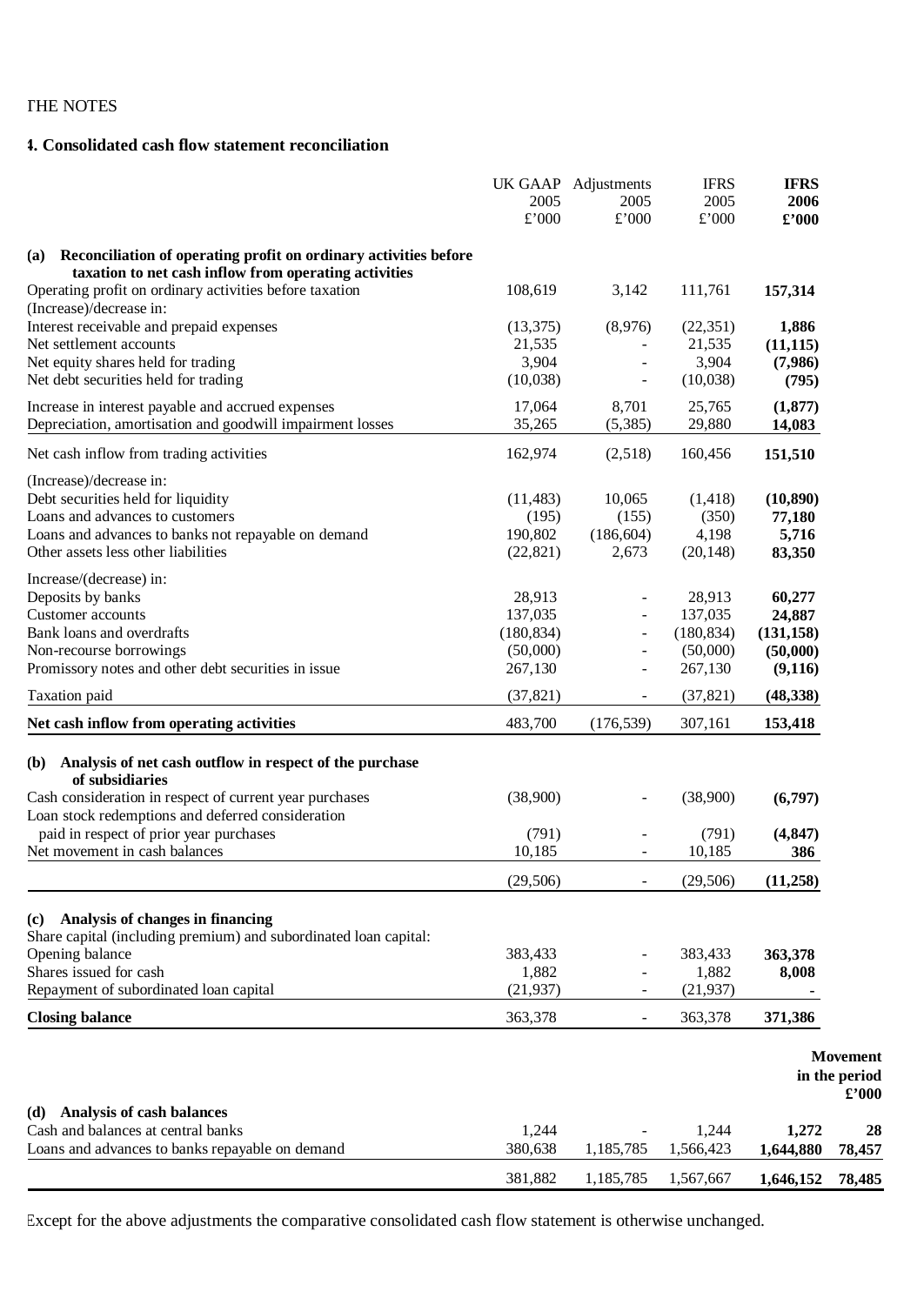THE NOTES

### 4. Consolidated cash flow statement reconciliation

| | UK GAAP 2005 £'000 | Adjustments 2005 £'000 | IFRS 2005 £'000 | **IFRS 2006 £'000** | |
|---|---|---|---|---|---|
| **(a) Reconciliation of operating profit on ordinary activities before taxation to net cash inflow from operating activities** | | | | | |
| Operating profit on ordinary activities before taxation | 108,619 | 3,142 | 111,761 | **157,314** | |
| (Increase)/decrease in: | | | | | |
| Interest receivable and prepaid expenses | (13,375) | (8,976) | (22,351) | **1,886** | |
| Net settlement accounts | 21,535 | - | 21,535 | **(11,115)** | |
| Net equity shares held for trading | 3,904 | - | 3,904 | **(7,986)** | |
| Net debt securities held for trading | (10,038) | - | (10,038) | **(795)** | |
| Increase in interest payable and accrued expenses | 17,064 | 8,701 | 25,765 | **(1,877)** | |
| Depreciation, amortisation and goodwill impairment losses | 35,265 | (5,385) | 29,880 | **14,083** | |
| Net cash inflow from trading activities | 162,974 | (2,518) | 160,456 | **151,510** | |
| (Increase)/decrease in: | | | | | |
| Debt securities held for liquidity | (11,483) | 10,065 | (1,418) | **(10,890)** | |
| Loans and advances to customers | (195) | (155) | (350) | **77,180** | |
| Loans and advances to banks not repayable on demand | 190,802 | (186,604) | 4,198 | **5,716** | |
| Other assets less other liabilities | (22,821) | 2,673 | (20,148) | **83,350** | |
| Increase/(decrease) in: | | | | | |
| Deposits by banks | 28,913 | - | 28,913 | **60,277** | |
| Customer accounts | 137,035 | - | 137,035 | **24,887** | |
| Bank loans and overdrafts | (180,834) | - | (180,834) | **(131,158)** | |
| Non-recourse borrowings | (50,000) | - | (50,000) | **(50,000)** | |
| Promissory notes and other debt securities in issue | 267,130 | - | 267,130 | **(9,116)** | |
| Taxation paid | (37,821) | - | (37,821) | **(48,338)** | |
| **Net cash inflow from operating activities** | 483,700 | (176,539) | 307,161 | **153,418** | |
| **(b) Analysis of net cash outflow in respect of the purchase of subsidiaries** | | | | | |
| Cash consideration in respect of current year purchases | (38,900) | - | (38,900) | **(6,797)** | |
| Loan stock redemptions and deferred consideration paid in respect of prior year purchases | (791) | - | (791) | **(4,847)** | |
| Net movement in cash balances | 10,185 | - | 10,185 | **386** | |
| | (29,506) | - | (29,506) | **(11,258)** | |
| **(c) Analysis of changes in financing** | | | | | |
| Share capital (including premium) and subordinated loan capital: | | | | | |
| Opening balance | 383,433 | - | 383,433 | **363,378** | |
| Shares issued for cash | 1,882 | - | 1,882 | **8,008** | |
| Repayment of subordinated loan capital | (21,937) | - | (21,937) | **-** | |
| **Closing balance** | 363,378 | - | 363,378 | **371,386** | |
| | | | | | **Movement in the period £'000** |
| **(d) Analysis of cash balances** | | | | | |
| Cash and balances at central banks | 1,244 | - | 1,244 | **1,272** | **28** |
| Loans and advances to banks repayable on demand | 380,638 | 1,185,785 | 1,566,423 | **1,644,880** | **78,457** |
| | 381,882 | 1,185,785 | 1,567,667 | **1,646,152** | **78,485** |

Except for the above adjustments the comparative consolidated cash flow statement is otherwise unchanged.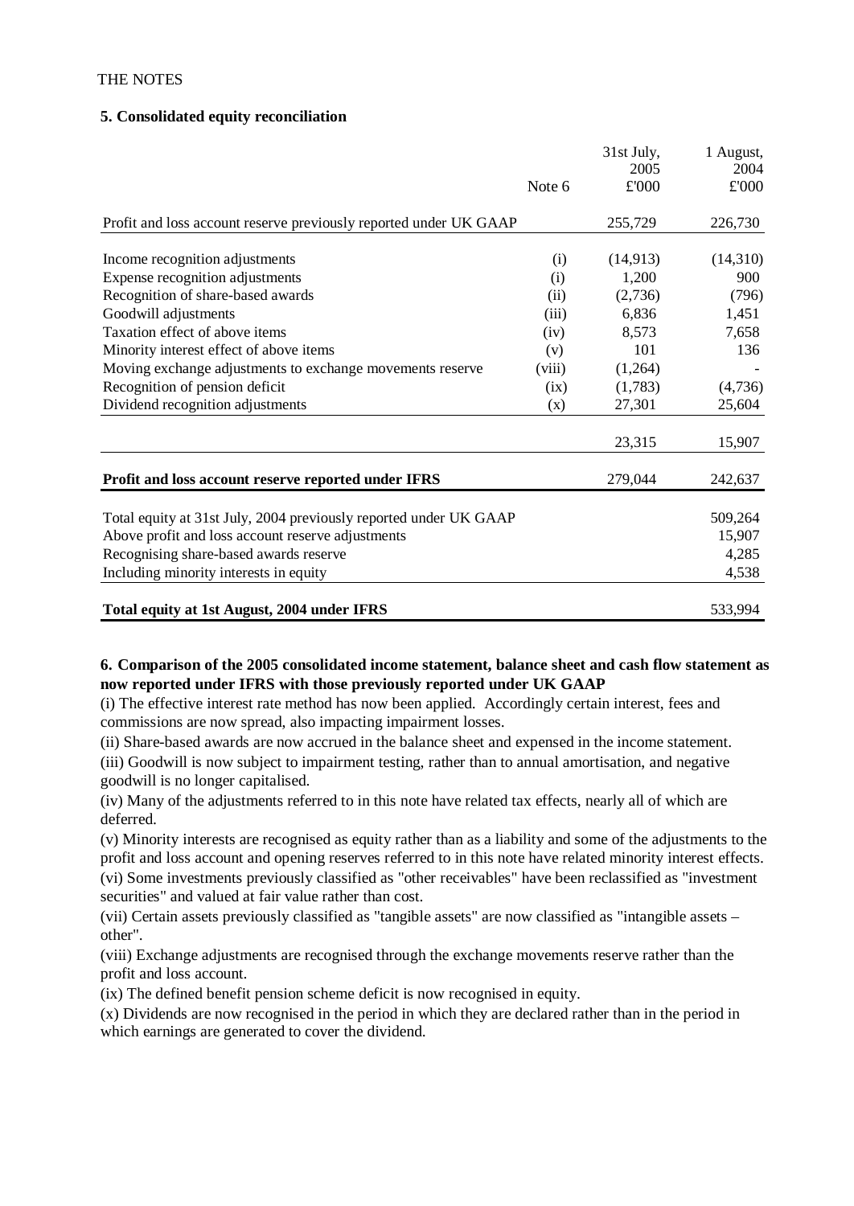THE NOTES

**5. Consolidated equity reconciliation**

| | Note 6 | 31st July, 2005 £'000 | 1 August, 2004 £'000 |
|---|---|---|---|
| Profit and loss account reserve previously reported under UK GAAP | | 255,729 | 226,730 |
| Income recognition adjustments | (i) | (14,913) | (14,310) |
| Expense recognition adjustments | (i) | 1,200 | 900 |
| Recognition of share-based awards | (ii) | (2,736) | (796) |
| Goodwill adjustments | (iii) | 6,836 | 1,451 |
| Taxation effect of above items | (iv) | 8,573 | 7,658 |
| Minority interest effect of above items | (v) | 101 | 136 |
| Moving exchange adjustments to exchange movements reserve | (viii) | (1,264) | - |
| Recognition of pension deficit | (ix) | (1,783) | (4,736) |
| Dividend recognition adjustments | (x) | 27,301 | 25,604 |
| | | 23,315 | 15,907 |
| **Profit and loss account reserve reported under IFRS** | | 279,044 | 242,637 |
| Total equity at 31st July, 2004 previously reported under UK GAAP | | | 509,264 |
| Above profit and loss account reserve adjustments | | | 15,907 |
| Recognising share-based awards reserve | | | 4,285 |
| Including minority interests in equity | | | 4,538 |
| **Total equity at 1st August, 2004 under IFRS** | | | 533,994 |

**6. Comparison of the 2005 consolidated income statement, balance sheet and cash flow statement as now reported under IFRS with those previously reported under UK GAAP**

(i) The effective interest rate method has now been applied. Accordingly certain interest, fees and commissions are now spread, also impacting impairment losses.

(ii) Share-based awards are now accrued in the balance sheet and expensed in the income statement.

(iii) Goodwill is now subject to impairment testing, rather than to annual amortisation, and negative goodwill is no longer capitalised.

(iv) Many of the adjustments referred to in this note have related tax effects, nearly all of which are deferred.

(v) Minority interests are recognised as equity rather than as a liability and some of the adjustments to the profit and loss account and opening reserves referred to in this note have related minority interest effects.

(vi) Some investments previously classified as "other receivables" have been reclassified as "investment securities" and valued at fair value rather than cost.

(vii) Certain assets previously classified as "tangible assets" are now classified as "intangible assets – other".

(viii) Exchange adjustments are recognised through the exchange movements reserve rather than the profit and loss account.

(ix) The defined benefit pension scheme deficit is now recognised in equity.

(x) Dividends are now recognised in the period in which they are declared rather than in the period in which earnings are generated to cover the dividend.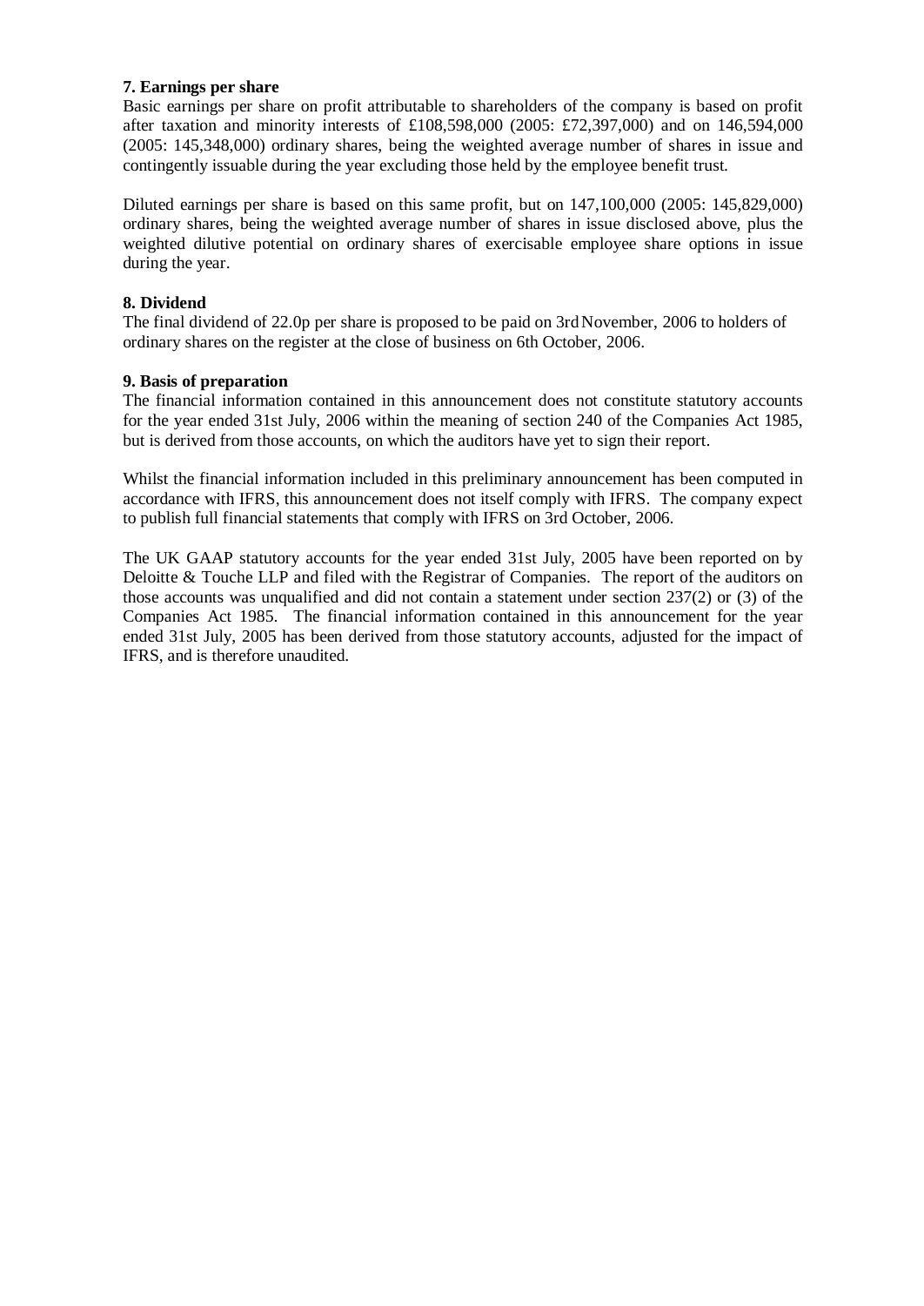**7. Earnings per share**

Basic earnings per share on profit attributable to shareholders of the company is based on profit after taxation and minority interests of £108,598,000 (2005: £72,397,000) and on 146,594,000 (2005: 145,348,000) ordinary shares, being the weighted average number of shares in issue and contingently issuable during the year excluding those held by the employee benefit trust.

Diluted earnings per share is based on this same profit, but on 147,100,000 (2005: 145,829,000) ordinary shares, being the weighted average number of shares in issue disclosed above, plus the weighted dilutive potential on ordinary shares of exercisable employee share options in issue during the year.

**8. Dividend**

The final dividend of 22.0p per share is proposed to be paid on 3rd November, 2006 to holders of ordinary shares on the register at the close of business on 6th October, 2006.

**9. Basis of preparation**

The financial information contained in this announcement does not constitute statutory accounts for the year ended 31st July, 2006 within the meaning of section 240 of the Companies Act 1985, but is derived from those accounts, on which the auditors have yet to sign their report.

Whilst the financial information included in this preliminary announcement has been computed in accordance with IFRS, this announcement does not itself comply with IFRS. The company expect to publish full financial statements that comply with IFRS on 3rd October, 2006.

The UK GAAP statutory accounts for the year ended 31st July, 2005 have been reported on by Deloitte & Touche LLP and filed with the Registrar of Companies. The report of the auditors on those accounts was unqualified and did not contain a statement under section 237(2) or (3) of the Companies Act 1985. The financial information contained in this announcement for the year ended 31st July, 2005 has been derived from those statutory accounts, adjusted for the impact of IFRS, and is therefore unaudited.